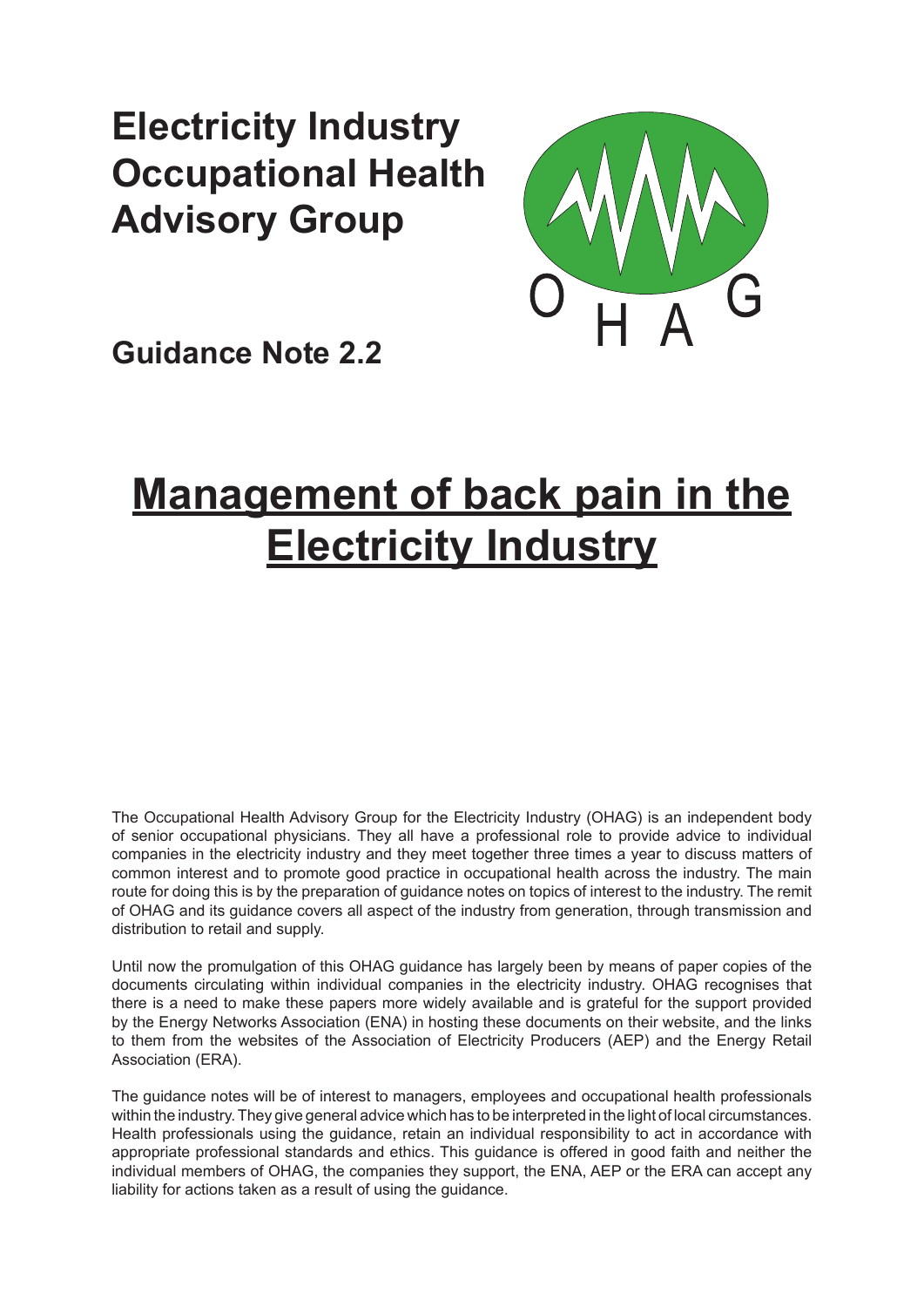# Electricity Industry Occupational Health Advisory Group

## Guidance Note 2.2

# Management of back pain in the Electricity Industry

The Occupational Health Advisory Group for the Electricity Industry (OHAG) is an independent body of senior occupational physicians. They all have a professional role to provide advice to individual companies in the electricity industry and they meet together three times a year to discuss matters of common interest and to promote good practice in occupational health across the industry. The main route for doing this is by the preparation of guidance notes on topics of interest to the industry. The remit of OHAG and its guidance covers all aspect of the industry from generation, through transmission and distribution to retail and supply.

Until now the promulgation of this OHAG guidance has largely been by means of paper copies of the documents circulating within individual companies in the electricity industry. OHAG recognises that there is a need to make these papers more widely available and is grateful for the support provided by the Energy Networks Association (ENA) in hosting these documents on their website, and the links to them from the websites of the Association of Electricity Producers (AEP) and the Energy Retail Association (ERA).

The guidance notes will be of interest to managers, employees and occupational health professionals within the industry. They give general advice which has to be interpreted in the light of local circumstances. Health professionals using the guidance, retain an individual responsibility to act in accordance with appropriate professional standards and ethics. This guidance is offered in good faith and neither the individual members of OHAG, the companies they support, the ENA, AEP or the ERA can accept any liability for actions taken as a result of using the guidance.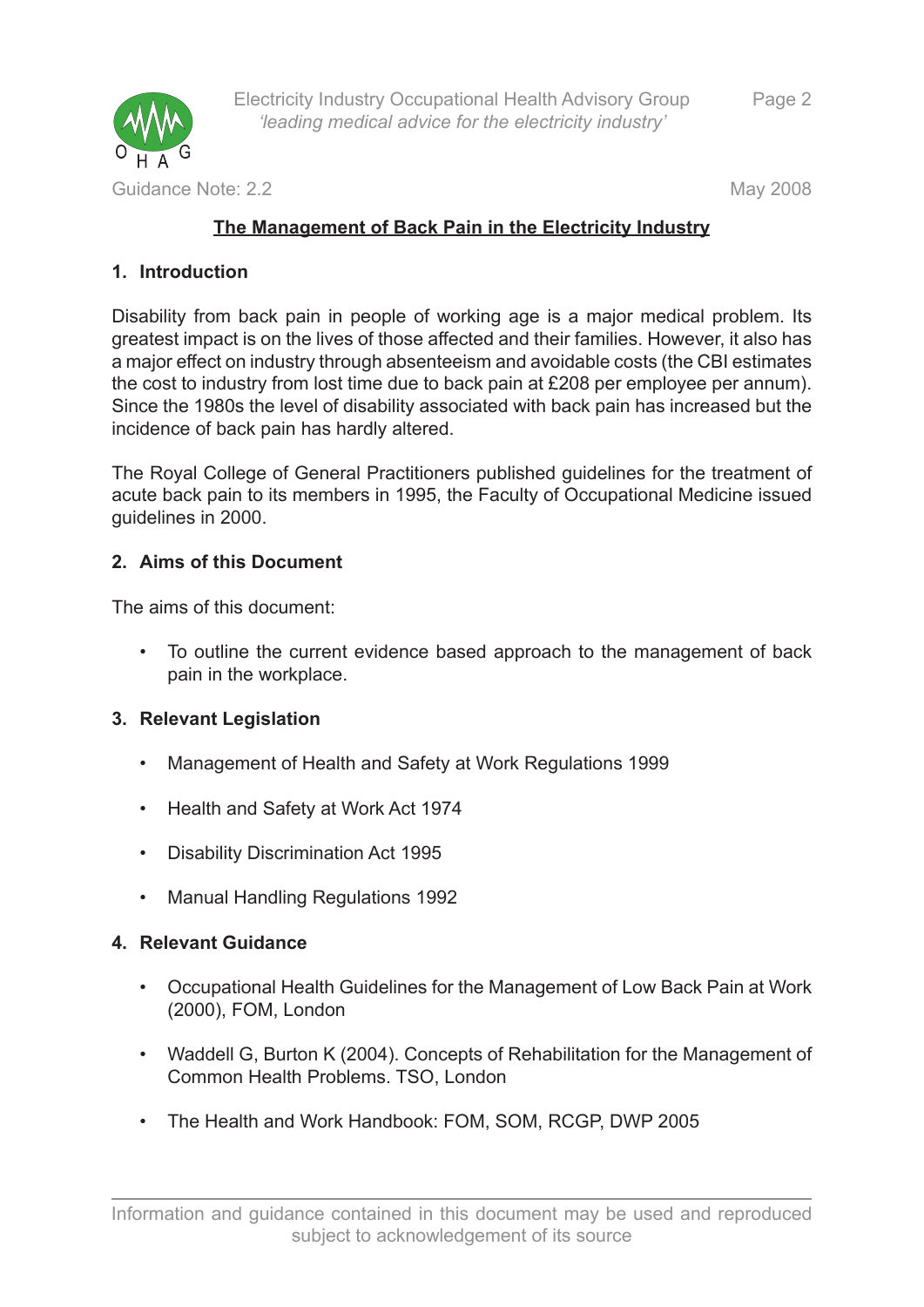## The Management of Back Pain in the Electricity Industry

### 1. Introduction

Disability from back pain in people of working age is a major medical problem. Its greatest impact is on the lives of those affected and their families. However, it also has a major effect on industry through absenteeism and avoidable costs (the CBI estimates the cost to industry from lost time due to back pain at £208 per employee per annum). Since the 1980s the level of disability associated with back pain has increased but the incidence of back pain has hardly altered.

The Royal College of General Practitioners published guidelines for the treatment of acute back pain to its members in 1995, the Faculty of Occupational Medicine issued guidelines in 2000.

### 2. Aims of this Document

The aims of this document:

- To outline the current evidence based approach to the management of back pain in the workplace.

### 3. Relevant Legislation

- Management of Health and Safety at Work Regulations 1999
- Health and Safety at Work Act 1974
- Disability Discrimination Act 1995
- Manual Handling Regulations 1992

### 4. Relevant Guidance

- Occupational Health Guidelines for the Management of Low Back Pain at Work (2000), FOM, London
- Waddell G, Burton K (2004). Concepts of Rehabilitation for the Management of Common Health Problems. TSO, London
- The Health and Work Handbook: FOM, SOM, RCGP, DWP 2005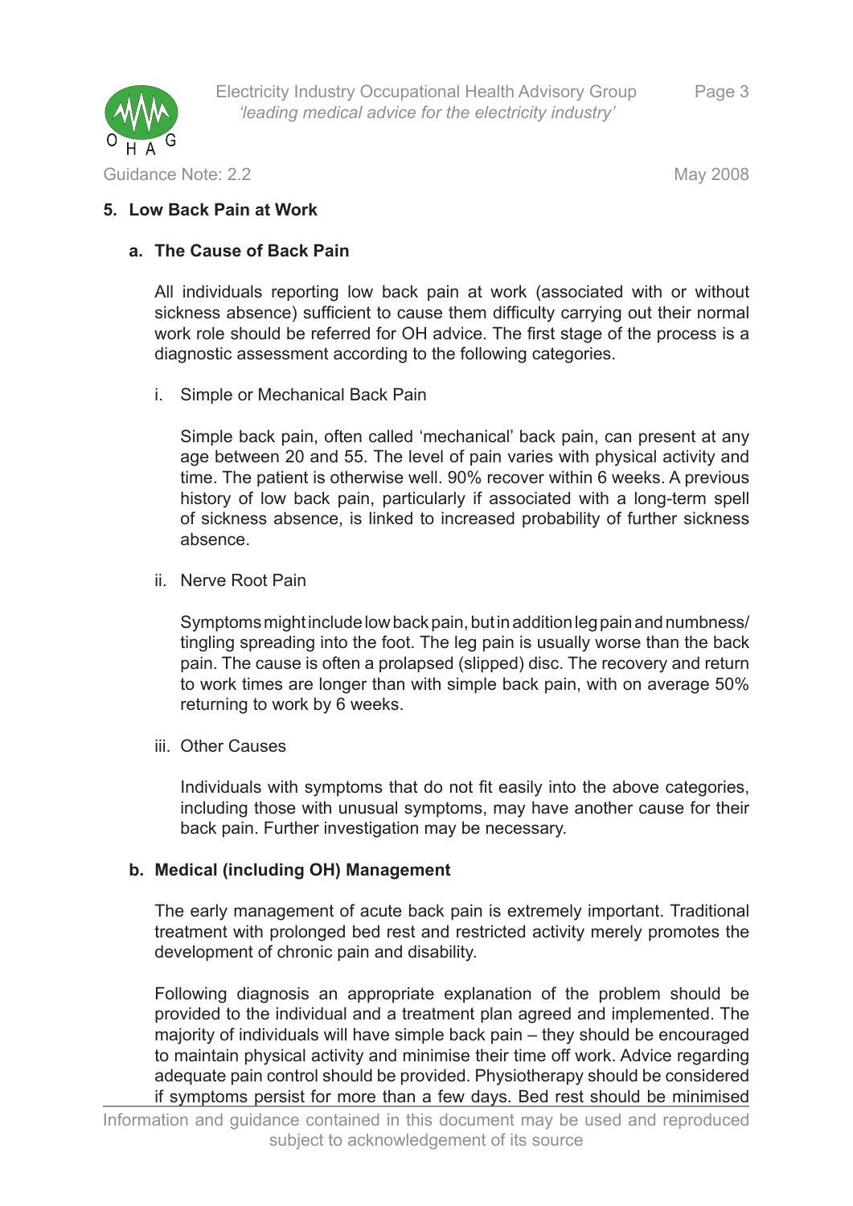## 5. Low Back Pain at Work

### a. The Cause of Back Pain

All individuals reporting low back pain at work (associated with or without sickness absence) sufficient to cause them difficulty carrying out their normal work role should be referred for OH advice. The first stage of the process is a diagnostic assessment according to the following categories.

i. Simple or Mechanical Back Pain

Simple back pain, often called 'mechanical' back pain, can present at any age between 20 and 55. The level of pain varies with physical activity and time. The patient is otherwise well. 90% recover within 6 weeks. A previous history of low back pain, particularly if associated with a long-term spell of sickness absence, is linked to increased probability of further sickness absence.

ii. Nerve Root Pain

Symptoms might include low back pain, but in addition leg pain and numbness/tingling spreading into the foot. The leg pain is usually worse than the back pain. The cause is often a prolapsed (slipped) disc. The recovery and return to work times are longer than with simple back pain, with on average 50% returning to work by 6 weeks.

iii. Other Causes

Individuals with symptoms that do not fit easily into the above categories, including those with unusual symptoms, may have another cause for their back pain. Further investigation may be necessary.

### b. Medical (including OH) Management

The early management of acute back pain is extremely important. Traditional treatment with prolonged bed rest and restricted activity merely promotes the development of chronic pain and disability.

Following diagnosis an appropriate explanation of the problem should be provided to the individual and a treatment plan agreed and implemented. The majority of individuals will have simple back pain – they should be encouraged to maintain physical activity and minimise their time off work. Advice regarding adequate pain control should be provided. Physiotherapy should be considered if symptoms persist for more than a few days. Bed rest should be minimised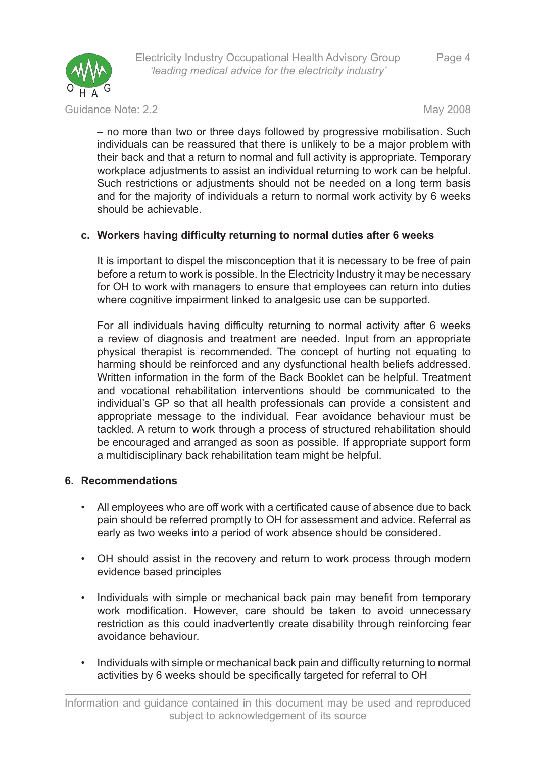– no more than two or three days followed by progressive mobilisation. Such individuals can be reassured that there is unlikely to be a major problem with their back and that a return to normal and full activity is appropriate. Temporary workplace adjustments to assist an individual returning to work can be helpful. Such restrictions or adjustments should not be needed on a long term basis and for the majority of individuals a return to normal work activity by 6 weeks should be achievable.

**c. Workers having difficulty returning to normal duties after 6 weeks**

It is important to dispel the misconception that it is necessary to be free of pain before a return to work is possible. In the Electricity Industry it may be necessary for OH to work with managers to ensure that employees can return into duties where cognitive impairment linked to analgesic use can be supported.

For all individuals having difficulty returning to normal activity after 6 weeks a review of diagnosis and treatment are needed. Input from an appropriate physical therapist is recommended. The concept of hurting not equating to harming should be reinforced and any dysfunctional health beliefs addressed. Written information in the form of the Back Booklet can be helpful. Treatment and vocational rehabilitation interventions should be communicated to the individual's GP so that all health professionals can provide a consistent and appropriate message to the individual. Fear avoidance behaviour must be tackled. A return to work through a process of structured rehabilitation should be encouraged and arranged as soon as possible. If appropriate support form a multidisciplinary back rehabilitation team might be helpful.

## 6. Recommendations

- All employees who are off work with a certificated cause of absence due to back pain should be referred promptly to OH for assessment and advice. Referral as early as two weeks into a period of work absence should be considered.
- OH should assist in the recovery and return to work process through modern evidence based principles
- Individuals with simple or mechanical back pain may benefit from temporary work modification. However, care should be taken to avoid unnecessary restriction as this could inadvertently create disability through reinforcing fear avoidance behaviour.
- Individuals with simple or mechanical back pain and difficulty returning to normal activities by 6 weeks should be specifically targeted for referral to OH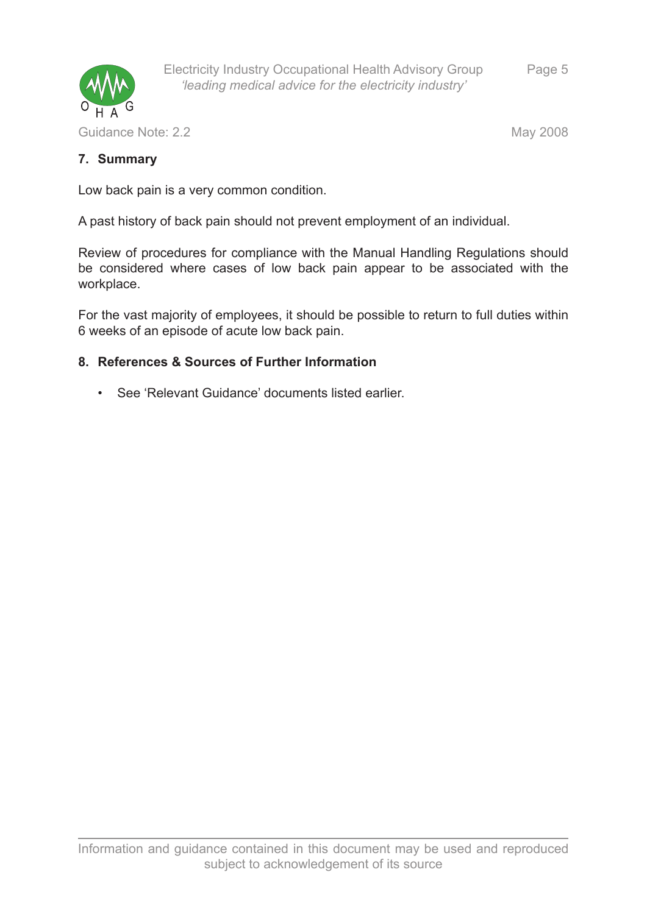## 7. Summary

Low back pain is a very common condition.

A past history of back pain should not prevent employment of an individual.

Review of procedures for compliance with the Manual Handling Regulations should be considered where cases of low back pain appear to be associated with the workplace.

For the vast majority of employees, it should be possible to return to full duties within 6 weeks of an episode of acute low back pain.

## 8. References & Sources of Further Information

- See 'Relevant Guidance' documents listed earlier.